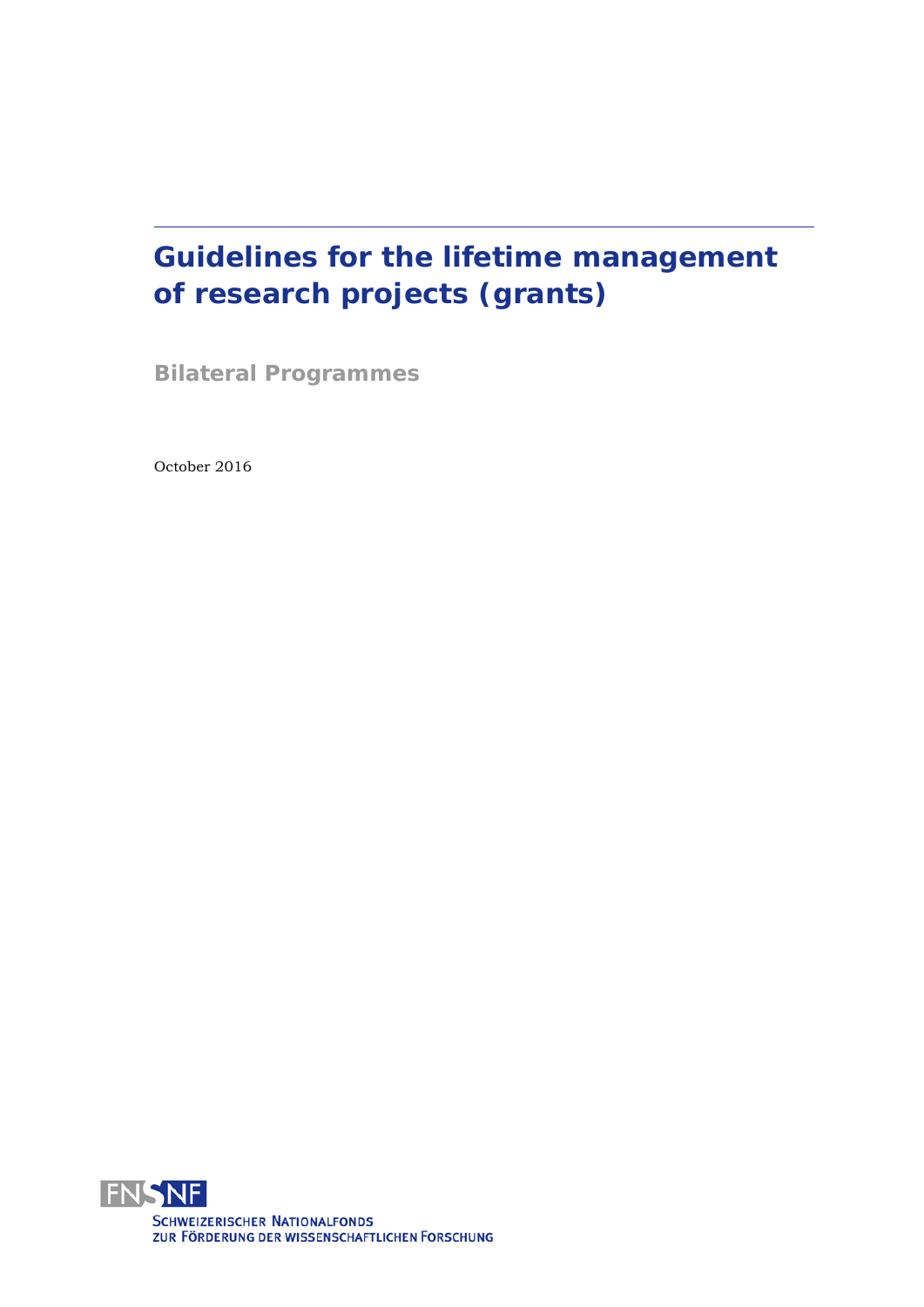# Guidelines for the lifetime management of research projects (grants)

## Bilateral Programmes

October 2016

FNSNF

SCHWEIZERISCHER NATIONALFONDS
ZUR FÖRDERUNG DER WISSENSCHAFTLICHEN FORSCHUNG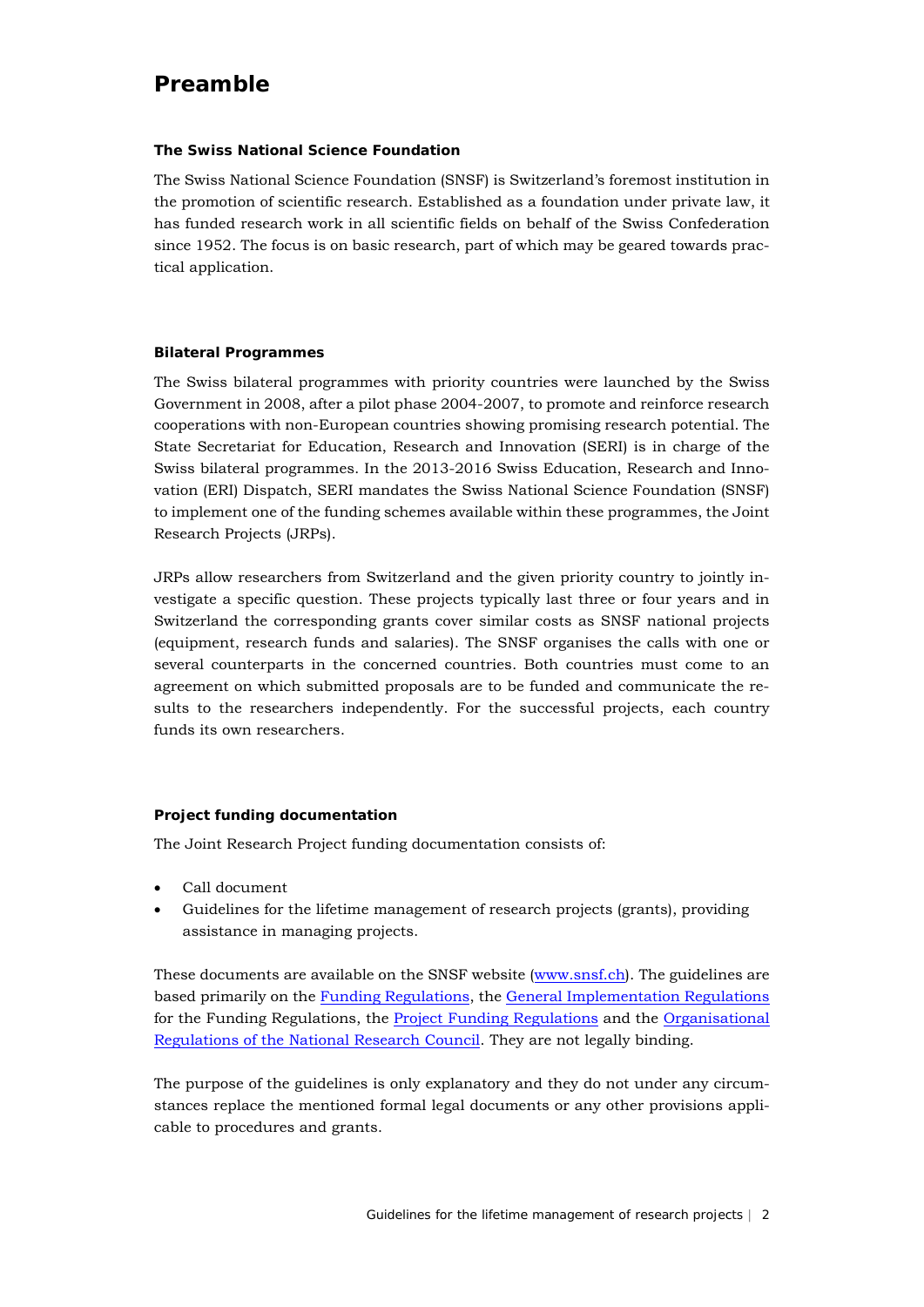# Preamble

### The Swiss National Science Foundation

The Swiss National Science Foundation (SNSF) is Switzerland's foremost institution in the promotion of scientific research. Established as a foundation under private law, it has funded research work in all scientific fields on behalf of the Swiss Confederation since 1952. The focus is on basic research, part of which may be geared towards practical application.

### Bilateral Programmes

The Swiss bilateral programmes with priority countries were launched by the Swiss Government in 2008, after a pilot phase 2004-2007, to promote and reinforce research cooperations with non-European countries showing promising research potential. The State Secretariat for Education, Research and Innovation (SERI) is in charge of the Swiss bilateral programmes. In the 2013-2016 Swiss Education, Research and Innovation (ERI) Dispatch, SERI mandates the Swiss National Science Foundation (SNSF) to implement one of the funding schemes available within these programmes, the Joint Research Projects (JRPs).

JRPs allow researchers from Switzerland and the given priority country to jointly investigate a specific question. These projects typically last three or four years and in Switzerland the corresponding grants cover similar costs as SNSF national projects (equipment, research funds and salaries). The SNSF organises the calls with one or several counterparts in the concerned countries. Both countries must come to an agreement on which submitted proposals are to be funded and communicate the results to the researchers independently. For the successful projects, each country funds its own researchers.

### Project funding documentation

The Joint Research Project funding documentation consists of:

- Call document
- Guidelines for the lifetime management of research projects (grants), providing assistance in managing projects.

These documents are available on the SNSF website (www.snsf.ch). The guidelines are based primarily on the Funding Regulations, the General Implementation Regulations for the Funding Regulations, the Project Funding Regulations and the Organisational Regulations of the National Research Council. They are not legally binding.

The purpose of the guidelines is only explanatory and they do not under any circumstances replace the mentioned formal legal documents or any other provisions applicable to procedures and grants.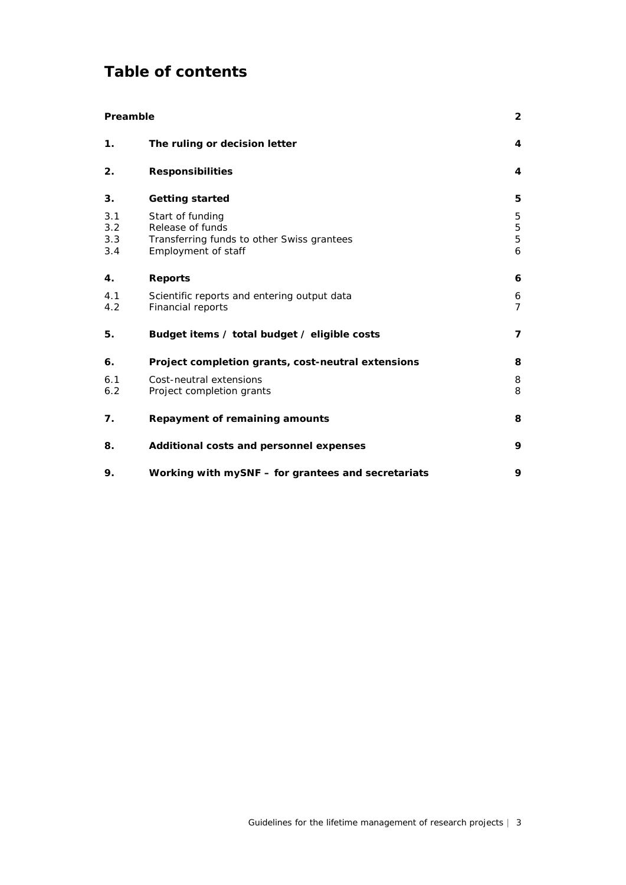# Table of contents

| | | |
|---|---|---|
| **Preamble** | | **2** |
| **1.** | **The ruling or decision letter** | **4** |
| **2.** | **Responsibilities** | **4** |
| **3.** | **Getting started** | **5** |
| 3.1 | Start of funding | 5 |
| 3.2 | Release of funds | 5 |
| 3.3 | Transferring funds to other Swiss grantees | 5 |
| 3.4 | Employment of staff | 6 |
| **4.** | **Reports** | **6** |
| 4.1 | Scientific reports and entering output data | 6 |
| 4.2 | Financial reports | 7 |
| **5.** | **Budget items / total budget / eligible costs** | **7** |
| **6.** | **Project completion grants, cost-neutral extensions** | **8** |
| 6.1 | Cost-neutral extensions | 8 |
| 6.2 | Project completion grants | 8 |
| **7.** | **Repayment of remaining amounts** | **8** |
| **8.** | **Additional costs and personnel expenses** | **9** |
| **9.** | **Working with mySNF – for grantees and secretariats** | **9** |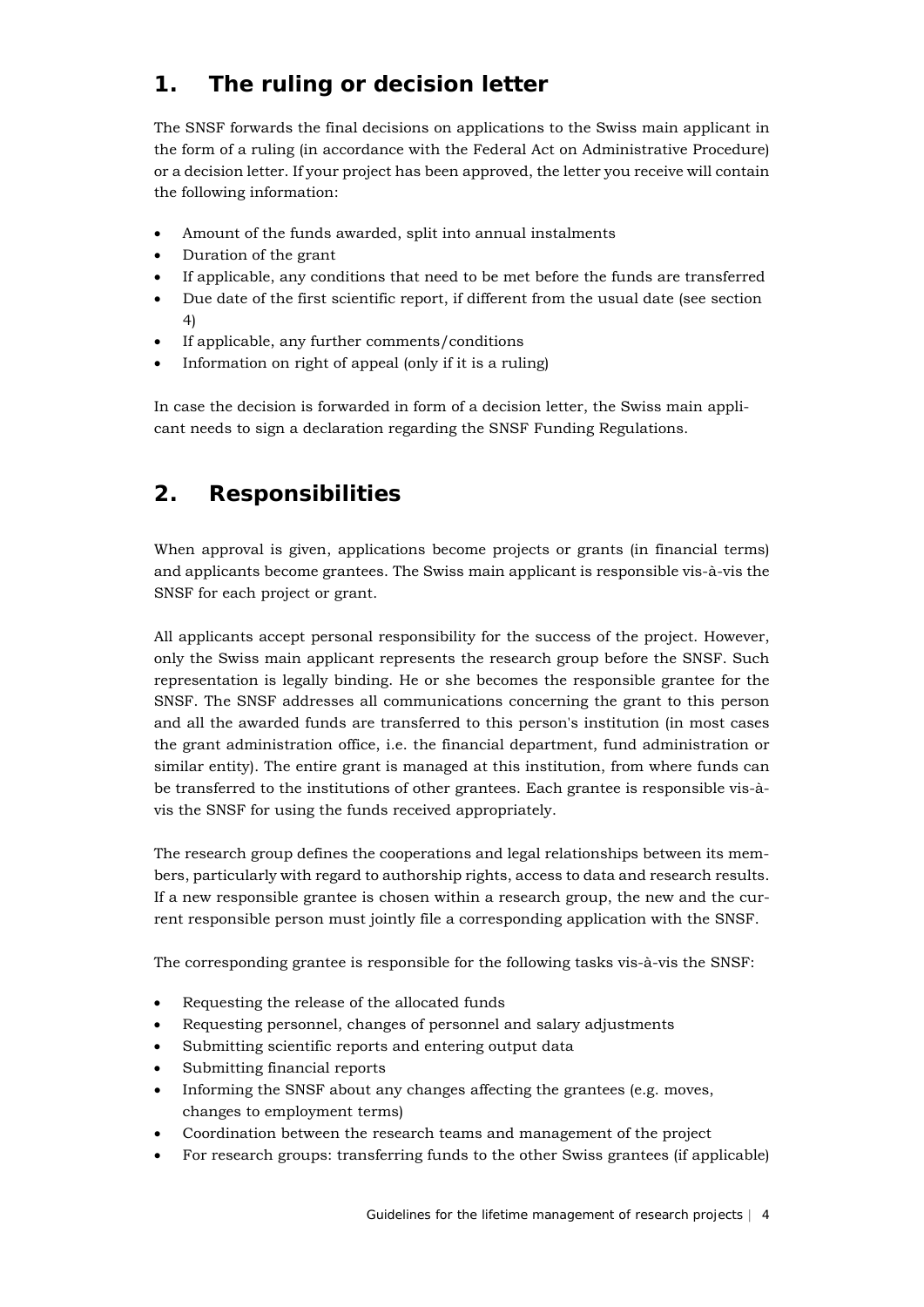## 1. The ruling or decision letter

The SNSF forwards the final decisions on applications to the Swiss main applicant in the form of a ruling (in accordance with the Federal Act on Administrative Procedure) or a decision letter. If your project has been approved, the letter you receive will contain the following information:

- Amount of the funds awarded, split into annual instalments
- Duration of the grant
- If applicable, any conditions that need to be met before the funds are transferred
- Due date of the first scientific report, if different from the usual date (see section 4)
- If applicable, any further comments/conditions
- Information on right of appeal (only if it is a ruling)

In case the decision is forwarded in form of a decision letter, the Swiss main applicant needs to sign a declaration regarding the SNSF Funding Regulations.

## 2. Responsibilities

When approval is given, applications become projects or grants (in financial terms) and applicants become grantees. The Swiss main applicant is responsible vis-à-vis the SNSF for each project or grant.

All applicants accept personal responsibility for the success of the project. However, only the Swiss main applicant represents the research group before the SNSF. Such representation is legally binding. He or she becomes the responsible grantee for the SNSF. The SNSF addresses all communications concerning the grant to this person and all the awarded funds are transferred to this person's institution (in most cases the grant administration office, i.e. the financial department, fund administration or similar entity). The entire grant is managed at this institution, from where funds can be transferred to the institutions of other grantees. Each grantee is responsible vis-à-vis the SNSF for using the funds received appropriately.

The research group defines the cooperations and legal relationships between its members, particularly with regard to authorship rights, access to data and research results. If a new responsible grantee is chosen within a research group, the new and the current responsible person must jointly file a corresponding application with the SNSF.

The corresponding grantee is responsible for the following tasks vis-à-vis the SNSF:

- Requesting the release of the allocated funds
- Requesting personnel, changes of personnel and salary adjustments
- Submitting scientific reports and entering output data
- Submitting financial reports
- Informing the SNSF about any changes affecting the grantees (e.g. moves, changes to employment terms)
- Coordination between the research teams and management of the project
- For research groups: transferring funds to the other Swiss grantees (if applicable)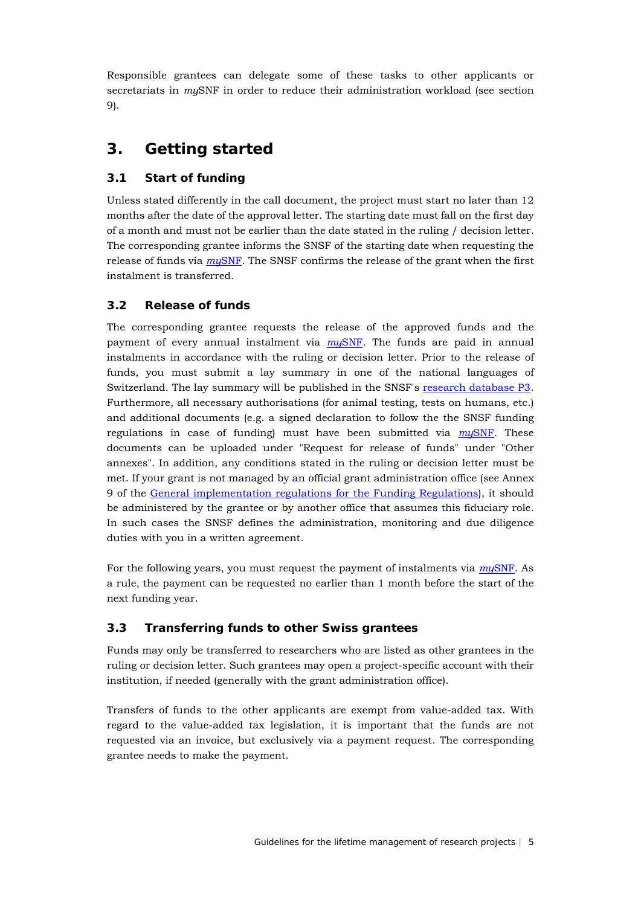Responsible grantees can delegate some of these tasks to other applicants or secretariats in *my*SNF in order to reduce their administration workload (see section 9).

# 3. Getting started

## 3.1 Start of funding

Unless stated differently in the call document, the project must start no later than 12 months after the date of the approval letter. The starting date must fall on the first day of a month and must not be earlier than the date stated in the ruling / decision letter. The corresponding grantee informs the SNSF of the starting date when requesting the release of funds via *my*SNF. The SNSF confirms the release of the grant when the first instalment is transferred.

## 3.2 Release of funds

The corresponding grantee requests the release of the approved funds and the payment of every annual instalment via *my*SNF. The funds are paid in annual instalments in accordance with the ruling or decision letter. Prior to the release of funds, you must submit a lay summary in one of the national languages of Switzerland. The lay summary will be published in the SNSF's research database P3. Furthermore, all necessary authorisations (for animal testing, tests on humans, etc.) and additional documents (e.g. a signed declaration to follow the the SNSF funding regulations in case of funding) must have been submitted via *my*SNF. These documents can be uploaded under "Request for release of funds" under "Other annexes". In addition, any conditions stated in the ruling or decision letter must be met. If your grant is not managed by an official grant administration office (see Annex 9 of the General implementation regulations for the Funding Regulations), it should be administered by the grantee or by another office that assumes this fiduciary role. In such cases the SNSF defines the administration, monitoring and due diligence duties with you in a written agreement.

For the following years, you must request the payment of instalments via *my*SNF. As a rule, the payment can be requested no earlier than 1 month before the start of the next funding year.

## 3.3 Transferring funds to other Swiss grantees

Funds may only be transferred to researchers who are listed as other grantees in the ruling or decision letter. Such grantees may open a project-specific account with their institution, if needed (generally with the grant administration office).

Transfers of funds to the other applicants are exempt from value-added tax. With regard to the value-added tax legislation, it is important that the funds are not requested via an invoice, but exclusively via a payment request. The corresponding grantee needs to make the payment.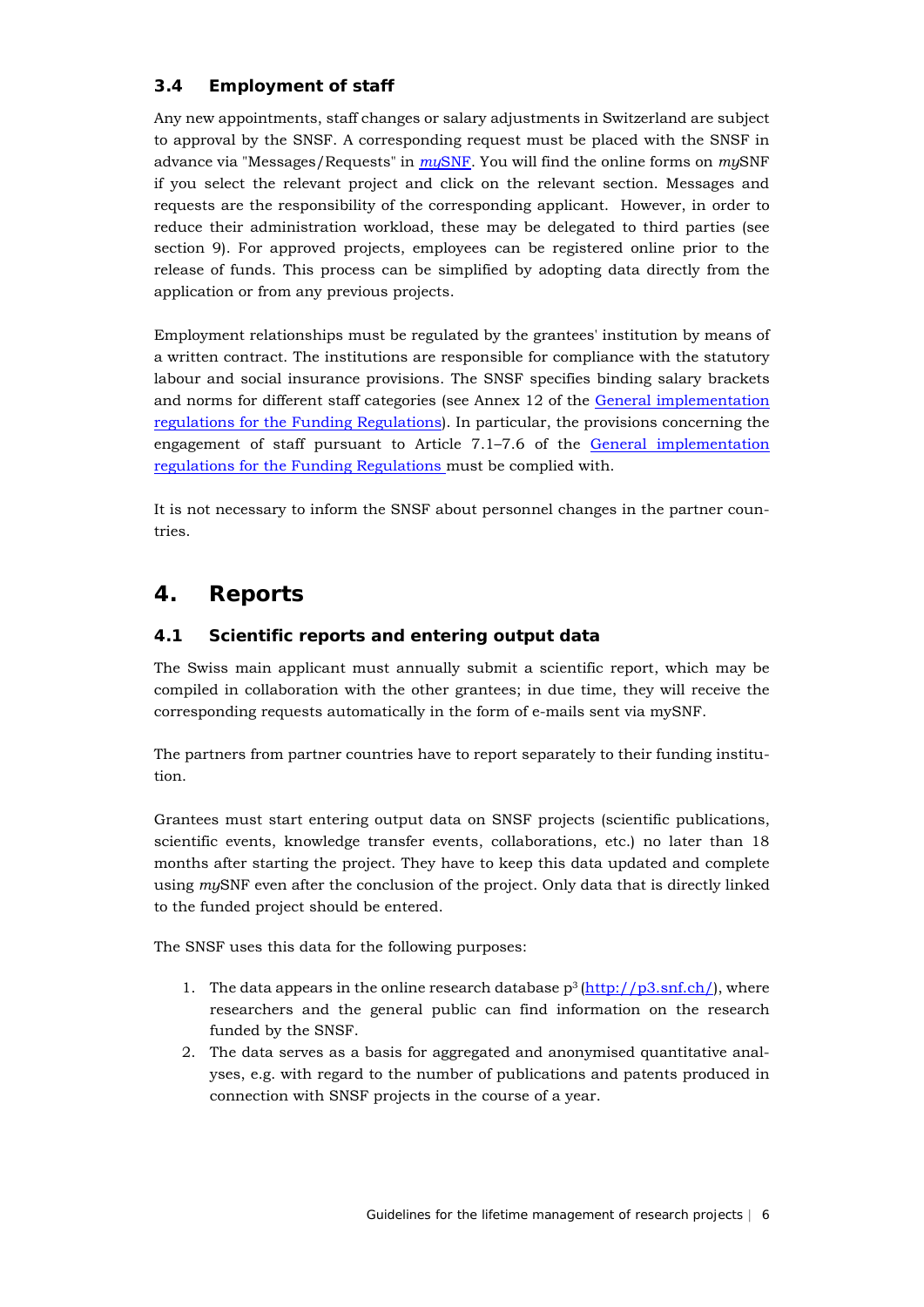### 3.4 Employment of staff

Any new appointments, staff changes or salary adjustments in Switzerland are subject to approval by the SNSF. A corresponding request must be placed with the SNSF in advance via "Messages/Requests" in [*my*SNF](). You will find the online forms on *my*SNF if you select the relevant project and click on the relevant section. Messages and requests are the responsibility of the corresponding applicant. However, in order to reduce their administration workload, these may be delegated to third parties (see section 9). For approved projects, employees can be registered online prior to the release of funds. This process can be simplified by adopting data directly from the application or from any previous projects.

Employment relationships must be regulated by the grantees' institution by means of a written contract. The institutions are responsible for compliance with the statutory labour and social insurance provisions. The SNSF specifies binding salary brackets and norms for different staff categories (see Annex 12 of the General implementation regulations for the Funding Regulations). In particular, the provisions concerning the engagement of staff pursuant to Article 7.1–7.6 of the General implementation regulations for the Funding Regulations must be complied with.

It is not necessary to inform the SNSF about personnel changes in the partner countries.

## 4. Reports

### 4.1 Scientific reports and entering output data

The Swiss main applicant must annually submit a scientific report, which may be compiled in collaboration with the other grantees; in due time, they will receive the corresponding requests automatically in the form of e-mails sent via mySNF.

The partners from partner countries have to report separately to their funding institution.

Grantees must start entering output data on SNSF projects (scientific publications, scientific events, knowledge transfer events, collaborations, etc.) no later than 18 months after starting the project. They have to keep this data updated and complete using *my*SNF even after the conclusion of the project. Only data that is directly linked to the funded project should be entered.

The SNSF uses this data for the following purposes:

1. The data appears in the online research database p[3] (http://p3.snf.ch/), where researchers and the general public can find information on the research funded by the SNSF.
2. The data serves as a basis for aggregated and anonymised quantitative analyses, e.g. with regard to the number of publications and patents produced in connection with SNSF projects in the course of a year.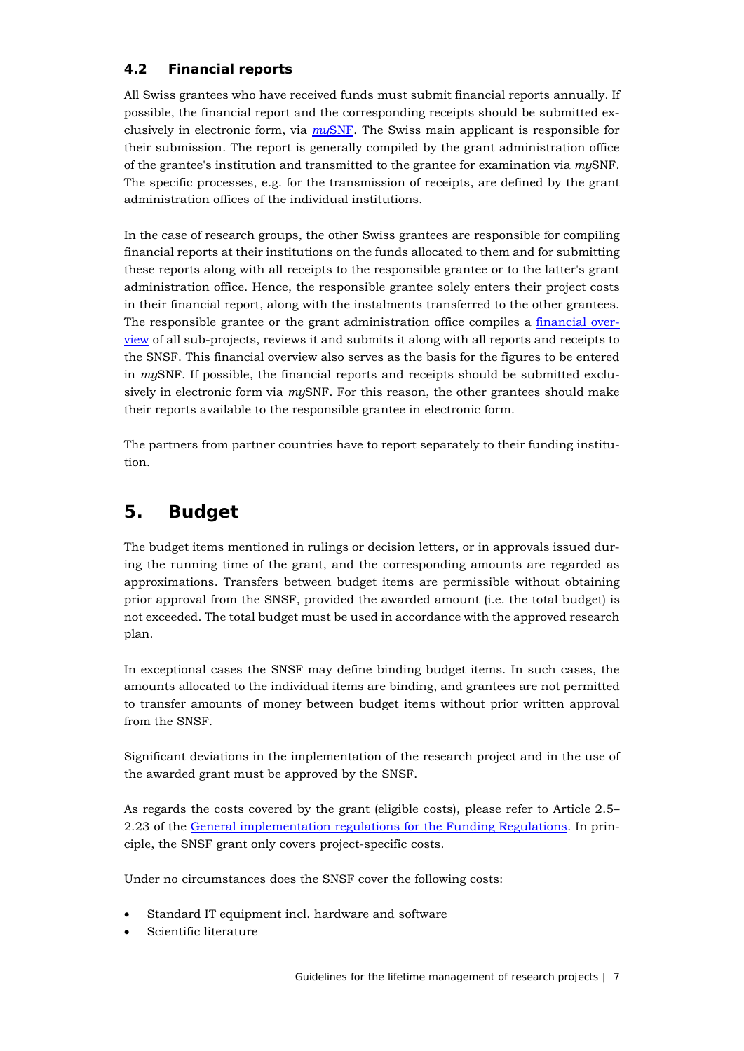### 4.2 Financial reports

All Swiss grantees who have received funds must submit financial reports annually. If possible, the financial report and the corresponding receipts should be submitted exclusively in electronic form, via [*my*SNF](). The Swiss main applicant is responsible for their submission. The report is generally compiled by the grant administration office of the grantee's institution and transmitted to the grantee for examination via *my*SNF. The specific processes, e.g. for the transmission of receipts, are defined by the grant administration offices of the individual institutions.

In the case of research groups, the other Swiss grantees are responsible for compiling financial reports at their institutions on the funds allocated to them and for submitting these reports along with all receipts to the responsible grantee or to the latter's grant administration office. Hence, the responsible grantee solely enters their project costs in their financial report, along with the instalments transferred to the other grantees. The responsible grantee or the grant administration office compiles a [financial overview]() of all sub-projects, reviews it and submits it along with all reports and receipts to the SNSF. This financial overview also serves as the basis for the figures to be entered in *my*SNF. If possible, the financial reports and receipts should be submitted exclusively in electronic form via *my*SNF. For this reason, the other grantees should make their reports available to the responsible grantee in electronic form.

The partners from partner countries have to report separately to their funding institution.

## 5. Budget

The budget items mentioned in rulings or decision letters, or in approvals issued during the running time of the grant, and the corresponding amounts are regarded as approximations. Transfers between budget items are permissible without obtaining prior approval from the SNSF, provided the awarded amount (i.e. the total budget) is not exceeded. The total budget must be used in accordance with the approved research plan.

In exceptional cases the SNSF may define binding budget items. In such cases, the amounts allocated to the individual items are binding, and grantees are not permitted to transfer amounts of money between budget items without prior written approval from the SNSF.

Significant deviations in the implementation of the research project and in the use of the awarded grant must be approved by the SNSF.

As regards the costs covered by the grant (eligible costs), please refer to Article 2.5–2.23 of the [General implementation regulations for the Funding Regulations](). In principle, the SNSF grant only covers project-specific costs.

Under no circumstances does the SNSF cover the following costs:

- Standard IT equipment incl. hardware and software
- Scientific literature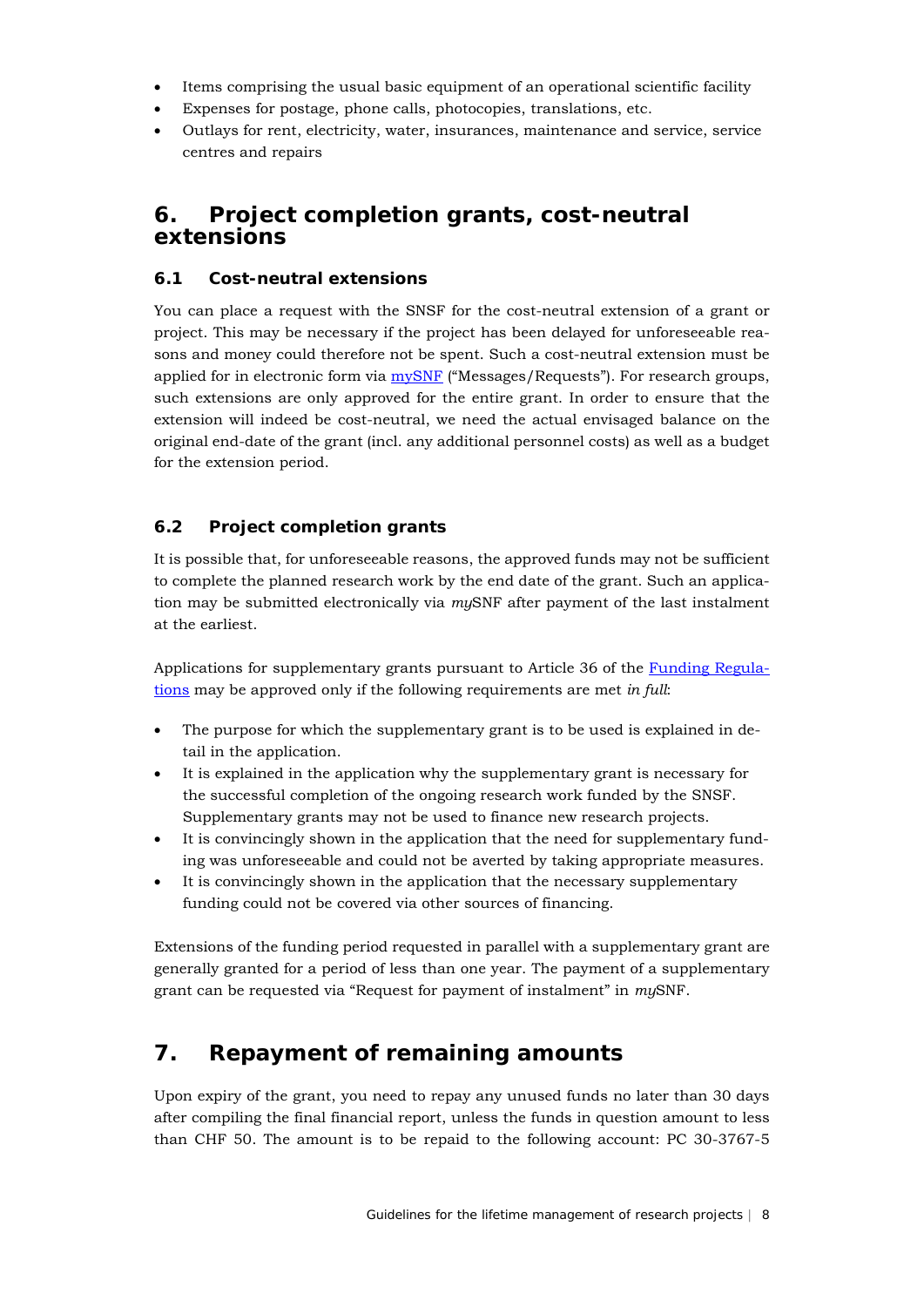- Items comprising the usual basic equipment of an operational scientific facility
- Expenses for postage, phone calls, photocopies, translations, etc.
- Outlays for rent, electricity, water, insurances, maintenance and service, service centres and repairs

# 6. Project completion grants, cost-neutral extensions

## 6.1 Cost-neutral extensions

You can place a request with the SNSF for the cost-neutral extension of a grant or project. This may be necessary if the project has been delayed for unforeseeable reasons and money could therefore not be spent. Such a cost-neutral extension must be applied for in electronic form via [mySNF](mySNF) ("Messages/Requests"). For research groups, such extensions are only approved for the entire grant. In order to ensure that the extension will indeed be cost-neutral, we need the actual envisaged balance on the original end-date of the grant (incl. any additional personnel costs) as well as a budget for the extension period.

## 6.2 Project completion grants

It is possible that, for unforeseeable reasons, the approved funds may not be sufficient to complete the planned research work by the end date of the grant. Such an application may be submitted electronically via *my*SNF after payment of the last instalment at the earliest.

Applications for supplementary grants pursuant to Article 36 of the [Funding Regulations](Funding Regulations) may be approved only if the following requirements are met *in full*:

- The purpose for which the supplementary grant is to be used is explained in detail in the application.
- It is explained in the application why the supplementary grant is necessary for the successful completion of the ongoing research work funded by the SNSF. Supplementary grants may not be used to finance new research projects.
- It is convincingly shown in the application that the need for supplementary funding was unforeseeable and could not be averted by taking appropriate measures.
- It is convincingly shown in the application that the necessary supplementary funding could not be covered via other sources of financing.

Extensions of the funding period requested in parallel with a supplementary grant are generally granted for a period of less than one year. The payment of a supplementary grant can be requested via "Request for payment of instalment" in *my*SNF.

# 7. Repayment of remaining amounts

Upon expiry of the grant, you need to repay any unused funds no later than 30 days after compiling the final financial report, unless the funds in question amount to less than CHF 50. The amount is to be repaid to the following account: PC 30-3767-5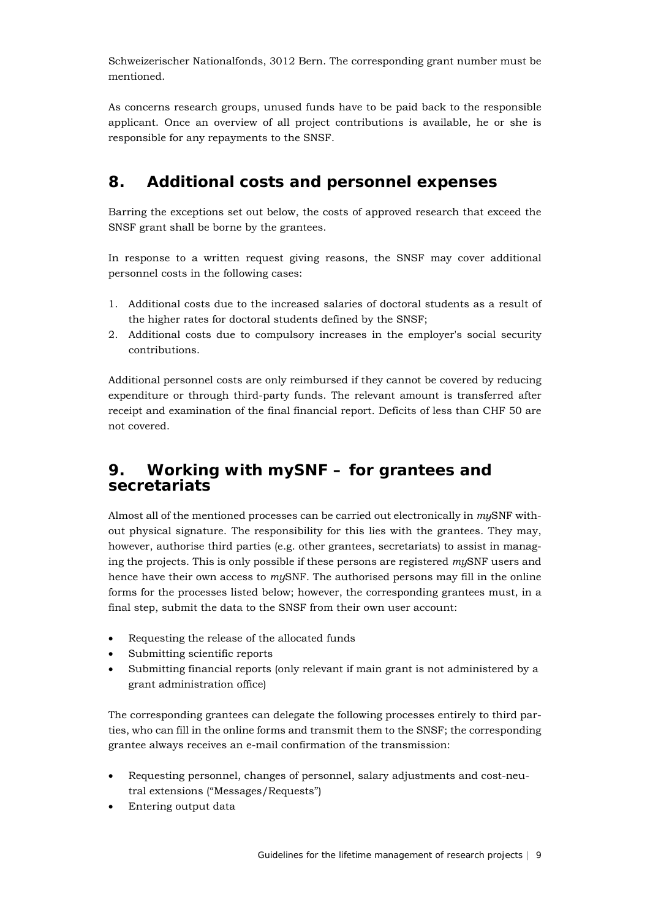Schweizerischer Nationalfonds, 3012 Bern. The corresponding grant number must be mentioned.

As concerns research groups, unused funds have to be paid back to the responsible applicant. Once an overview of all project contributions is available, he or she is responsible for any repayments to the SNSF.

## 8. Additional costs and personnel expenses

Barring the exceptions set out below, the costs of approved research that exceed the SNSF grant shall be borne by the grantees.

In response to a written request giving reasons, the SNSF may cover additional personnel costs in the following cases:

1. Additional costs due to the increased salaries of doctoral students as a result of the higher rates for doctoral students defined by the SNSF;
2. Additional costs due to compulsory increases in the employer's social security contributions.

Additional personnel costs are only reimbursed if they cannot be covered by reducing expenditure or through third-party funds. The relevant amount is transferred after receipt and examination of the final financial report. Deficits of less than CHF 50 are not covered.

## 9. Working with mySNF – for grantees and secretariats

Almost all of the mentioned processes can be carried out electronically in *my*SNF without physical signature. The responsibility for this lies with the grantees. They may, however, authorise third parties (e.g. other grantees, secretariats) to assist in managing the projects. This is only possible if these persons are registered *my*SNF users and hence have their own access to *my*SNF. The authorised persons may fill in the online forms for the processes listed below; however, the corresponding grantees must, in a final step, submit the data to the SNSF from their own user account:

- Requesting the release of the allocated funds
- Submitting scientific reports
- Submitting financial reports (only relevant if main grant is not administered by a grant administration office)

The corresponding grantees can delegate the following processes entirely to third parties, who can fill in the online forms and transmit them to the SNSF; the corresponding grantee always receives an e-mail confirmation of the transmission:

- Requesting personnel, changes of personnel, salary adjustments and cost-neutral extensions ("Messages/Requests")
- Entering output data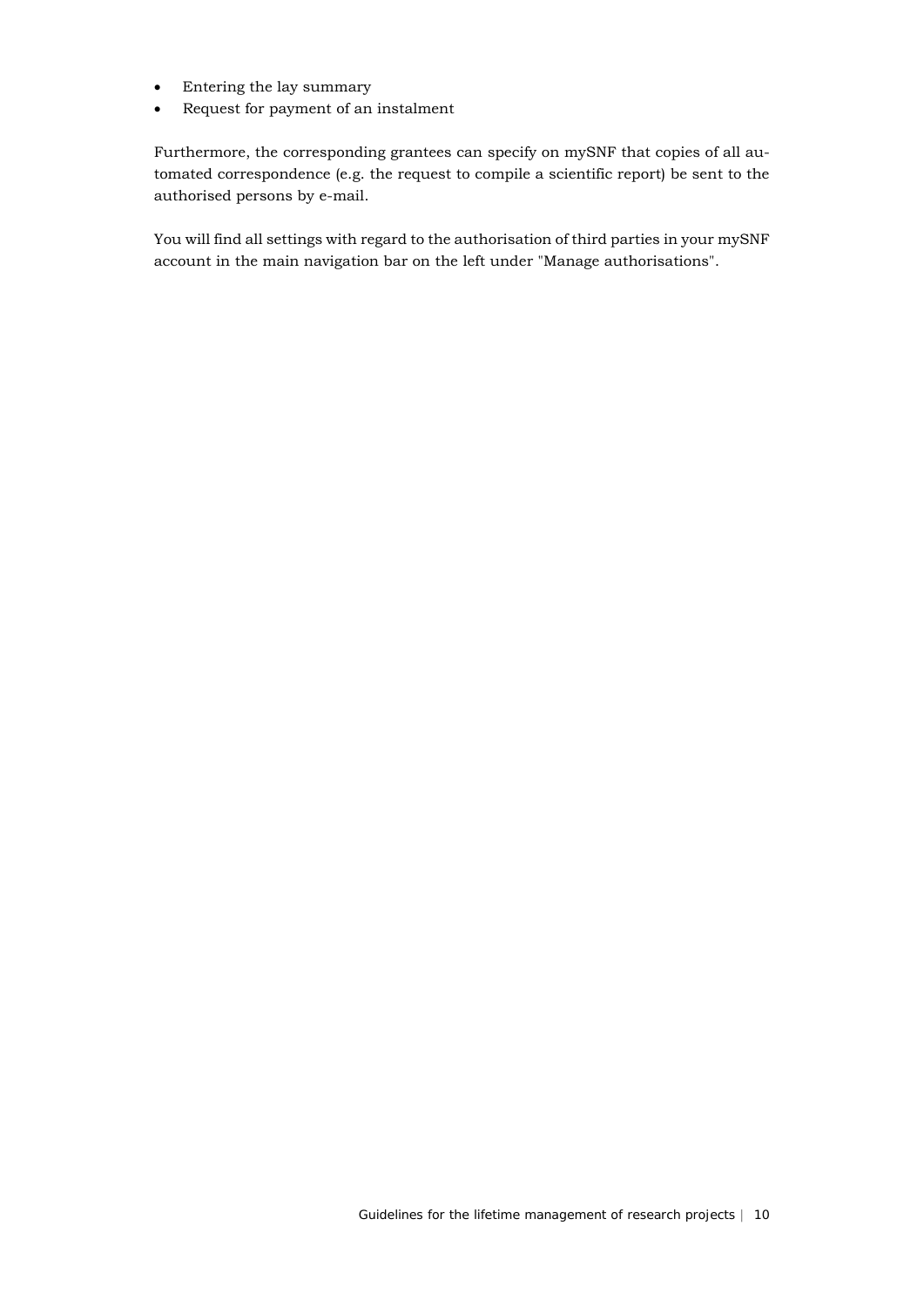- Entering the lay summary
- Request for payment of an instalment

Furthermore, the corresponding grantees can specify on mySNF that copies of all automated correspondence (e.g. the request to compile a scientific report) be sent to the authorised persons by e-mail.

You will find all settings with regard to the authorisation of third parties in your mySNF account in the main navigation bar on the left under "Manage authorisations".